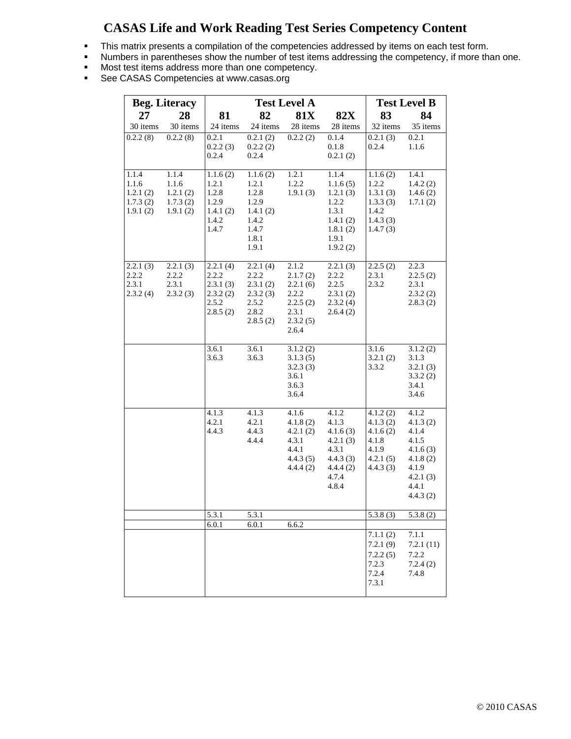# CASAS Life and Work Reading Test Series Competency Content

- This matrix presents a compilation of the competencies addressed by items on each test form.
- Numbers in parentheses show the number of test items addressing the competency, if more than one.
- Most test items address more than one competency.
- See CASAS Competencies at www.casas.org

| Beg. Literacy | | Test Level A | | | | Test Level B | |
|---|---|---|---|---|---|---|---|
| **27** | **28** | **81** | **82** | **81X** | **82X** | **83** | **84** |
| 30 items | 30 items | 24 items | 24 items | 28 items | 28 items | 32 items | 35 items |
| 0.2.2 (8) | 0.2.2 (8) | 0.2.1<br>0.2.2 (3)<br>0.2.4 | 0.2.1 (2)<br>0.2.2 (2)<br>0.2.4 | 0.2.2 (2) | 0.1.4<br>0.1.8<br>0.2.1 (2) | 0.2.1 (3)<br>0.2.4 | 0.2.1<br>1.1.6 |
| 1.1.4<br>1.1.6<br>1.2.1 (2)<br>1.7.3 (2)<br>1.9.1 (2) | 1.1.4<br>1.1.6<br>1.2.1 (2)<br>1.7.3 (2)<br>1.9.1 (2) | 1.1.6 (2)<br>1.2.1<br>1.2.8<br>1.2.9<br>1.4.1 (2)<br>1.4.2<br>1.4.7 | 1.1.6 (2)<br>1.2.1<br>1.2.8<br>1.2.9<br>1.4.1 (2)<br>1.4.2<br>1.4.7<br>1.8.1<br>1.9.1 | 1.2.1<br>1.2.2<br>1.9.1 (3) | 1.1.4<br>1.1.6 (5)<br>1.2.1 (3)<br>1.2.2<br>1.3.1<br>1.4.1 (2)<br>1.8.1 (2)<br>1.9.1<br>1.9.2 (2) | 1.1.6 (2)<br>1.2.2<br>1.3.1 (3)<br>1.3.3 (3)<br>1.4.2<br>1.4.3 (3)<br>1.4.7 (3) | 1.4.1<br>1.4.2 (2)<br>1.4.6 (2)<br>1.7.1 (2) |
| 2.2.1 (3)<br>2.2.2<br>2.3.1<br>2.3.2 (4) | 2.2.1 (3)<br>2.2.2<br>2.3.1<br>2.3.2 (3) | 2.2.1 (4)<br>2.2.2<br>2.3.1 (3)<br>2.3.2 (2)<br>2.5.2<br>2.8.5 (2) | 2.2.1 (4)<br>2.2.2<br>2.3.1 (2)<br>2.3.2 (3)<br>2.5.2<br>2.8.2<br>2.8.5 (2) | 2.1.2<br>2.1.7 (2)<br>2.2.1 (6)<br>2.2.2<br>2.2.5 (2)<br>2.3.1<br>2.3.2 (5)<br>2.6.4 | 2.2.1 (3)<br>2.2.2<br>2.2.5<br>2.3.1 (2)<br>2.3.2 (4)<br>2.6.4 (2) | 2.2.5 (2)<br>2.3.1<br>2.3.2 | 2.2.3<br>2.2.5 (2)<br>2.3.1<br>2.3.2 (2)<br>2.8.3 (2) |
| | | 3.6.1<br>3.6.3 | 3.6.1<br>3.6.3 | 3.1.2 (2)<br>3.1.3 (5)<br>3.2.3 (3)<br>3.6.1<br>3.6.3<br>3.6.4 | | 3.1.6<br>3.2.1 (2)<br>3.3.2 | 3.1.2 (2)<br>3.1.3<br>3.2.1 (3)<br>3.3.2 (2)<br>3.4.1<br>3.4.6 |
| | | 4.1.3<br>4.2.1<br>4.4.3 | 4.1.3<br>4.2.1<br>4.4.3<br>4.4.4 | 4.1.6<br>4.1.8 (2)<br>4.2.1 (2)<br>4.3.1<br>4.4.1<br>4.4.3 (5)<br>4.4.4 (2) | 4.1.2<br>4.1.3<br>4.1.6 (3)<br>4.2.1 (3)<br>4.3.1<br>4.4.3 (3)<br>4.4.4 (2)<br>4.7.4<br>4.8.4 | 4.1.2 (2)<br>4.1.3 (2)<br>4.1.6 (2)<br>4.1.8<br>4.1.9<br>4.2.1 (5)<br>4.4.3 (3) | 4.1.2<br>4.1.3 (2)<br>4.1.4<br>4.1.5<br>4.1.6 (3)<br>4.1.8 (2)<br>4.1.9<br>4.2.1 (3)<br>4.4.1<br>4.4.3 (2) |
| | | 5.3.1 | 5.3.1 | | | 5.3.8 (3) | 5.3.8 (2) |
| | | 6.0.1 | 6.0.1 | 6.6.2 | | | |
| | | | | | | 7.1.1 (2)<br>7.2.1 (9)<br>7.2.2 (5)<br>7.2.3<br>7.2.4<br>7.3.1 | 7.1.1<br>7.2.1 (11)<br>7.2.2<br>7.2.4 (2)<br>7.4.8 |

© 2010 CASAS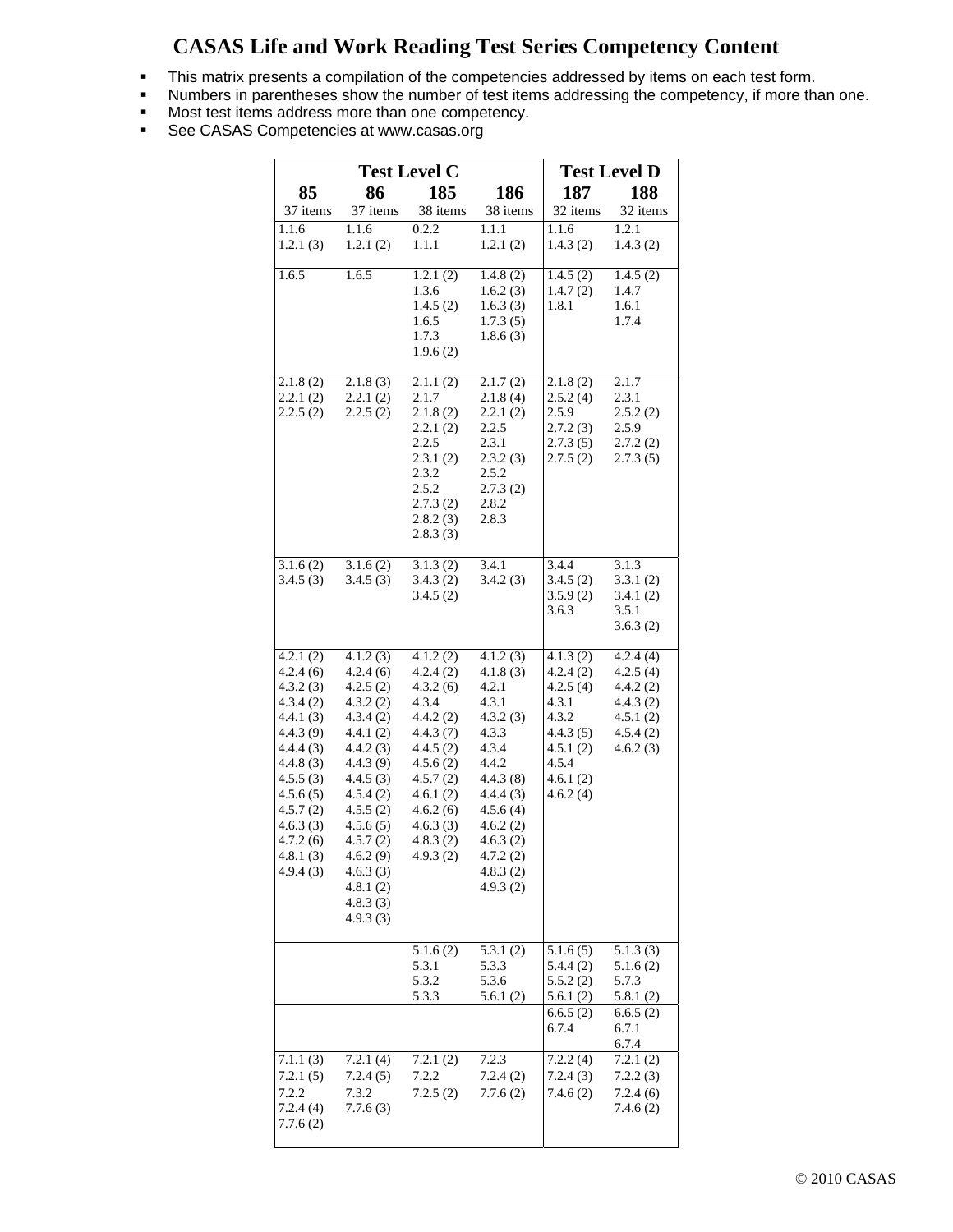# CASAS Life and Work Reading Test Series Competency Content

- This matrix presents a compilation of the competencies addressed by items on each test form.
- Numbers in parentheses show the number of test items addressing the competency, if more than one.
- Most test items address more than one competency.
- See CASAS Competencies at www.casas.org

| Test Level C | | | | Test Level D | |
|---|---|---|---|---|---|
| **85** | **86** | **185** | **186** | **187** | **188** |
| 37 items | 37 items | 38 items | 38 items | 32 items | 32 items |
| 1.1.6<br>1.2.1 (3) | 1.1.6<br>1.2.1 (2) | 0.2.2<br>1.1.1 | 1.1.1<br>1.2.1 (2) | 1.1.6<br>1.4.3 (2) | 1.2.1<br>1.4.3 (2) |
| 1.6.5 | 1.6.5 | 1.2.1 (2)<br>1.3.6<br>1.4.5 (2)<br>1.6.5<br>1.7.3<br>1.9.6 (2) | 1.4.8 (2)<br>1.6.2 (3)<br>1.6.3 (3)<br>1.7.3 (5)<br>1.8.6 (3) | 1.4.5 (2)<br>1.4.7 (2)<br>1.8.1 | 1.4.5 (2)<br>1.4.7<br>1.6.1<br>1.7.4 |
| 2.1.8 (2)<br>2.2.1 (2)<br>2.2.5 (2) | 2.1.8 (3)<br>2.2.1 (2)<br>2.2.5 (2) | 2.1.1 (2)<br>2.1.7<br>2.1.8 (2)<br>2.2.1 (2)<br>2.2.5<br>2.3.1 (2)<br>2.3.2<br>2.5.2<br>2.7.3 (2)<br>2.8.2 (3)<br>2.8.3 (3) | 2.1.7 (2)<br>2.1.8 (4)<br>2.2.1 (2)<br>2.2.5<br>2.3.1<br>2.3.2 (3)<br>2.5.2<br>2.7.3 (2)<br>2.8.2<br>2.8.3 | 2.1.8 (2)<br>2.5.2 (4)<br>2.5.9<br>2.7.2 (3)<br>2.7.3 (5)<br>2.7.5 (2) | 2.1.7<br>2.3.1<br>2.5.2 (2)<br>2.5.9<br>2.7.2 (2)<br>2.7.3 (5) |
| 3.1.6 (2)<br>3.4.5 (3) | 3.1.6 (2)<br>3.4.5 (3) | 3.1.3 (2)<br>3.4.3 (2)<br>3.4.5 (2) | 3.4.1<br>3.4.2 (3) | 3.4.4<br>3.4.5 (2)<br>3.5.9 (2)<br>3.6.3 | 3.1.3<br>3.3.1 (2)<br>3.4.1 (2)<br>3.5.1<br>3.6.3 (2) |
| 4.2.1 (2)<br>4.2.4 (6)<br>4.3.2 (3)<br>4.3.4 (2)<br>4.4.1 (3)<br>4.4.3 (9)<br>4.4.4 (3)<br>4.4.8 (3)<br>4.5.5 (3)<br>4.5.6 (5)<br>4.5.7 (2)<br>4.6.3 (3)<br>4.7.2 (6)<br>4.8.1 (3)<br>4.9.4 (3) | 4.1.2 (3)<br>4.2.4 (6)<br>4.2.5 (2)<br>4.3.2 (2)<br>4.3.4 (2)<br>4.4.1 (2)<br>4.4.2 (3)<br>4.4.3 (9)<br>4.4.5 (3)<br>4.5.4 (2)<br>4.5.5 (2)<br>4.5.6 (5)<br>4.5.7 (2)<br>4.6.2 (9)<br>4.6.3 (3)<br>4.8.1 (2)<br>4.8.3 (3)<br>4.9.3 (3) | 4.1.2 (2)<br>4.2.4 (2)<br>4.3.2 (6)<br>4.3.4<br>4.4.2 (2)<br>4.4.3 (7)<br>4.4.5 (2)<br>4.5.6 (2)<br>4.5.7 (2)<br>4.6.1 (2)<br>4.6.2 (6)<br>4.6.3 (3)<br>4.8.3 (2)<br>4.9.3 (2) | 4.1.2 (3)<br>4.1.8 (3)<br>4.2.1<br>4.3.1<br>4.3.2 (3)<br>4.3.3<br>4.3.4<br>4.4.2<br>4.4.3 (8)<br>4.4.4 (3)<br>4.5.6 (4)<br>4.6.2 (2)<br>4.6.3 (2)<br>4.7.2 (2)<br>4.8.3 (2)<br>4.9.3 (2) | 4.1.3 (2)<br>4.2.4 (2)<br>4.2.5 (4)<br>4.3.1<br>4.3.2<br>4.4.3 (5)<br>4.5.1 (2)<br>4.5.4<br>4.6.1 (2)<br>4.6.2 (4) | 4.2.4 (4)<br>4.2.5 (4)<br>4.4.2 (2)<br>4.4.3 (2)<br>4.5.1 (2)<br>4.5.4 (2)<br>4.6.2 (3) |
| | | 5.1.6 (2)<br>5.3.1<br>5.3.2<br>5.3.3 | 5.3.1 (2)<br>5.3.3<br>5.3.6<br>5.6.1 (2) | 5.1.6 (5)<br>5.4.4 (2)<br>5.5.2 (2)<br>5.6.1 (2) | 5.1.3 (3)<br>5.1.6 (2)<br>5.7.3<br>5.8.1 (2) |
| | | | | 6.6.5 (2)<br>6.7.4 | 6.6.5 (2)<br>6.7.1<br>6.7.4 |
| 7.1.1 (3)<br>7.2.1 (5)<br>7.2.2<br>7.2.4 (4)<br>7.7.6 (2) | 7.2.1 (4)<br>7.2.4 (5)<br>7.3.2<br>7.7.6 (3) | 7.2.1 (2)<br>7.2.2<br>7.2.5 (2) | 7.2.3<br>7.2.4 (2)<br>7.7.6 (2) | 7.2.2 (4)<br>7.2.4 (3)<br>7.4.6 (2) | 7.2.1 (2)<br>7.2.2 (3)<br>7.2.4 (6)<br>7.4.6 (2) |

© 2010 CASAS